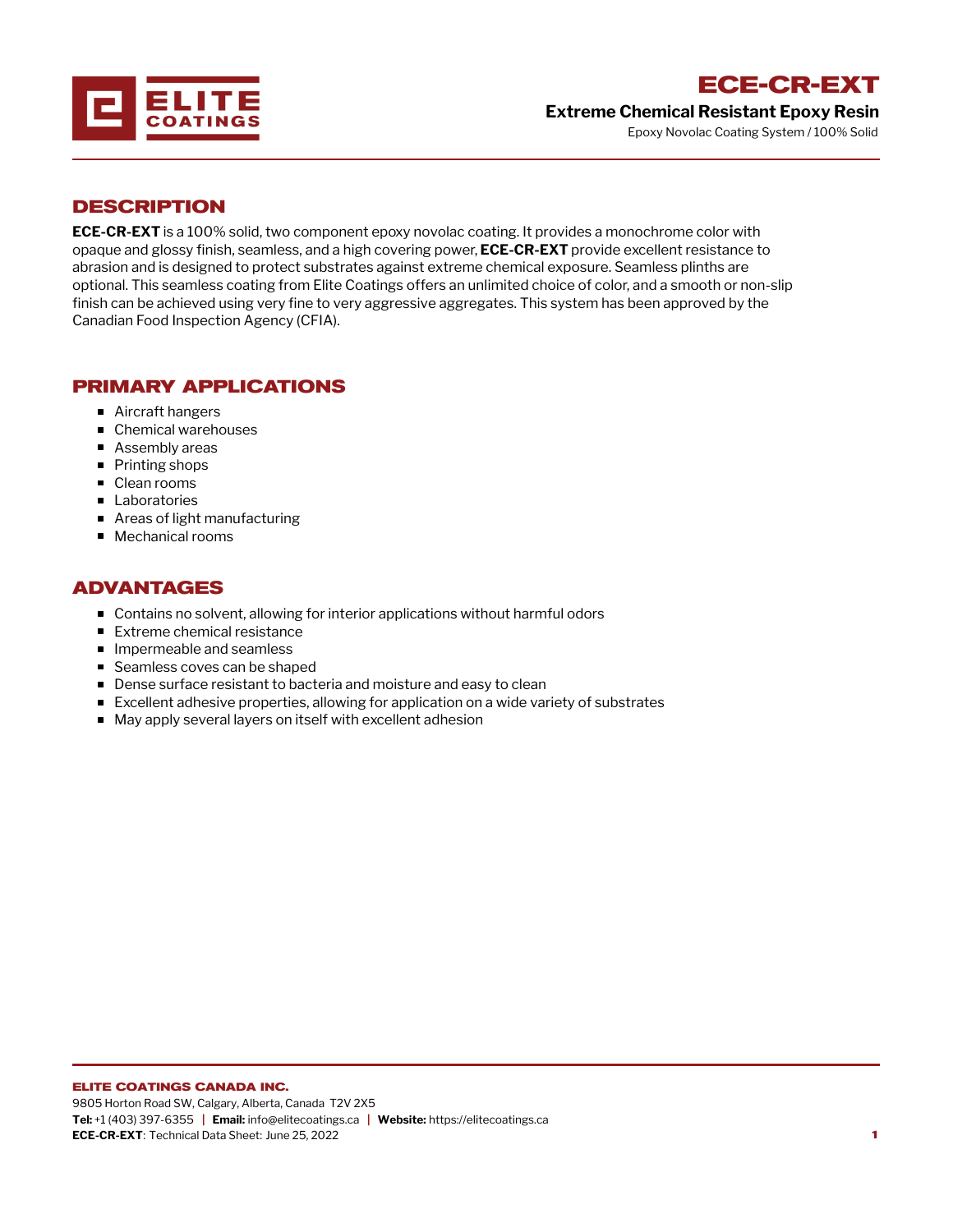# ECE-CR-EXT

## Extreme Chemical Resistant Epoxy Resin

Epoxy Novolac Coating System / 100% Solid

## DESCRIPTION

**ECE-CR-EXT** is a 100% solid, two component epoxy novolac coating. It provides a monochrome color with opaque and glossy finish, seamless, and a high covering power, **ECE-CR-EXT** provide excellent resistance to abrasion and is designed to protect substrates against extreme chemical exposure. Seamless plinths are optional. This seamless coating from Elite Coatings offers an unlimited choice of color, and a smooth or non-slip finish can be achieved using very fine to very aggressive aggregates. This system has been approved by the Canadian Food Inspection Agency (CFIA).

## PRIMARY APPLICATIONS

- Aircraft hangers
- Chemical warehouses
- Assembly areas
- Printing shops
- Clean rooms
- Laboratories
- Areas of light manufacturing
- Mechanical rooms

## ADVANTAGES

- Contains no solvent, allowing for interior applications without harmful odors
- Extreme chemical resistance
- Impermeable and seamless
- Seamless coves can be shaped
- Dense surface resistant to bacteria and moisture and easy to clean
- Excellent adhesive properties, allowing for application on a wide variety of substrates
- May apply several layers on itself with excellent adhesion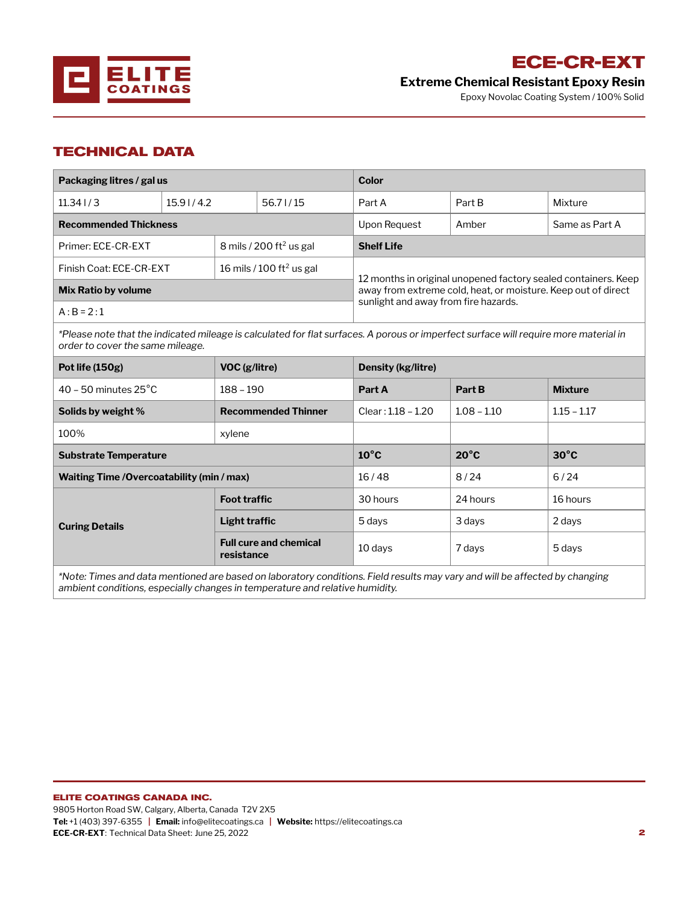# ECE-CR-EXT

**Extreme Chemical Resistant Epoxy Resin**

Epoxy Novolac Coating System / 100% Solid

## TECHNICAL DATA

| **Packaging litres / gal us** | | | **Color** | | |
|---|---|---|---|---|---|
| 11.34 l / 3 | 15.9 l / 4.2 | 56.7 l / 15 | Part A | Part B | Mixture |
| **Recommended Thickness** | | | Upon Request | Amber | Same as Part A |
| Primer: ECE-CR-EXT | 8 mils / 200 ft$^2$ us gal | | **Shelf Life** | | |
| Finish Coat: ECE-CR-EXT | 16 mils / 100 ft$^2$ us gal | | 12 months in original unopened factory sealed containers. Keep away from extreme cold, heat, or moisture. Keep out of direct sunlight and away from fire hazards. | | |
| **Mix Ratio by volume** | | | | | |
| A : B = 2 : 1 | | | | | |
| *\*Please note that the indicated mileage is calculated for flat surfaces. A porous or imperfect surface will require more material in order to cover the same mileage.* | | | | | |
| **Pot life (150g)** | **VOC (g/litre)** | | **Density (kg/litre)** | | |
| 40 – 50 minutes 25°C | 188 – 190 | | **Part A** | **Part B** | **Mixture** |
| **Solids by weight %** | **Recommended Thinner** | | Clear : 1.18 – 1.20 | 1.08 – 1.10 | 1.15 – 1.17 |
| 100% | xylene | | | | |
| **Substrate Temperature** | | | **10°C** | **20°C** | **30°C** |
| **Waiting Time /Overcoatability (min / max)** | | | 16 / 48 | 8 / 24 | 6 / 24 |
| **Curing Details** | **Foot traffic** | | 30 hours | 24 hours | 16 hours |
| | **Light traffic** | | 5 days | 3 days | 2 days |
| | **Full cure and chemical resistance** | | 10 days | 7 days | 5 days |
| *\*Note: Times and data mentioned are based on laboratory conditions. Field results may vary and will be affected by changing ambient conditions, especially changes in temperature and relative humidity.* | | | | | |

**ELITE COATINGS CANADA INC.**
9805 Horton Road SW, Calgary, Alberta, Canada T2V 2X5
**Tel:** +1 (403) 397-6355 | **Email:** info@elitecoatings.ca | **Website:** https://elitecoatings.ca
**ECE-CR-EXT**: Technical Data Sheet: June 25, 2022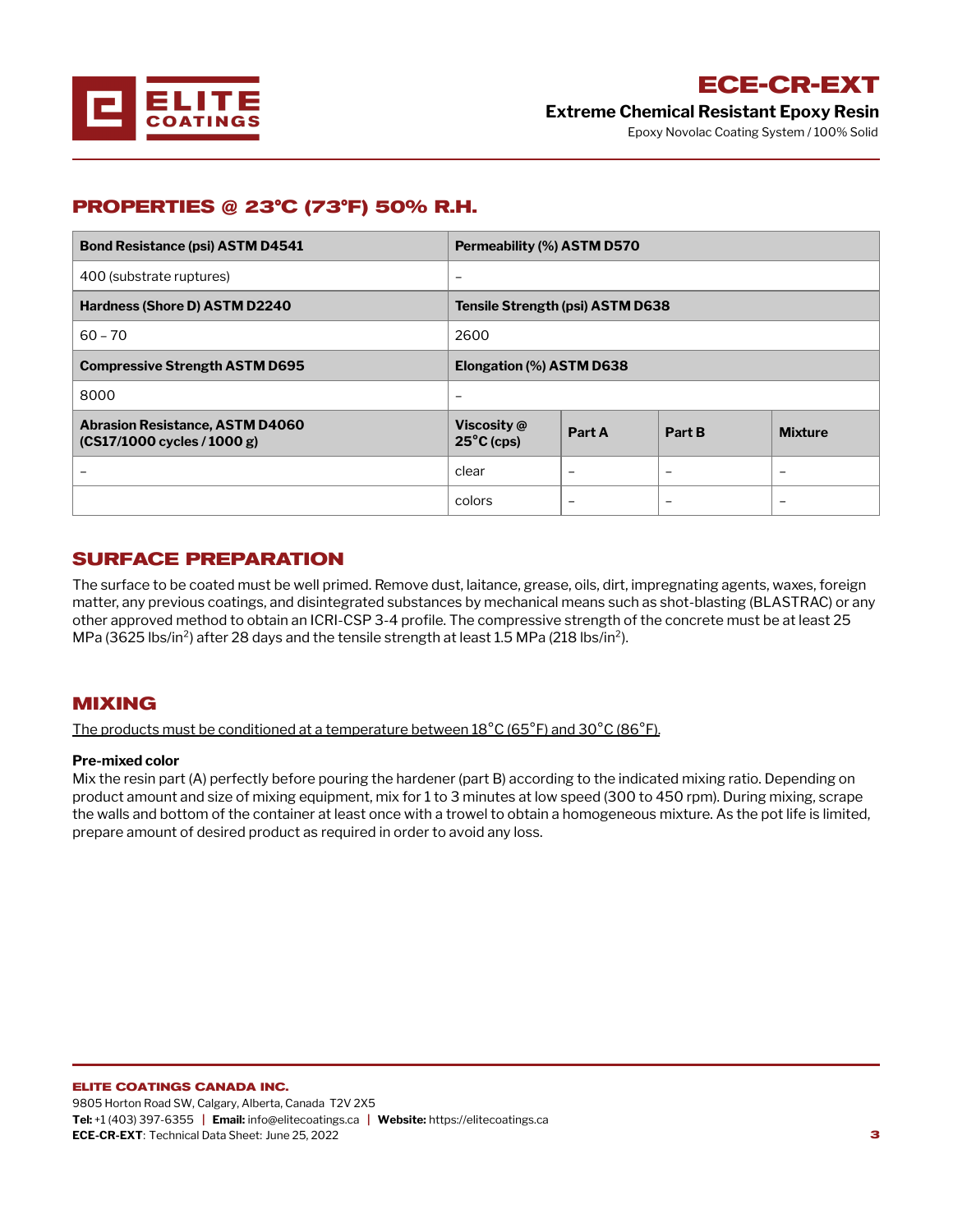# ECE-CR-EXT

**Extreme Chemical Resistant Epoxy Resin**

Epoxy Novolac Coating System / 100% Solid

## PROPERTIES @ 23°C (73°F) 50% R.H.

| Bond Resistance (psi) ASTM D4541 | Permeability (%) ASTM D570 | | | |
|---|---|---|---|---|
| 400 (substrate ruptures) | – | | | |
| **Hardness (Shore D) ASTM D2240** | **Tensile Strength (psi) ASTM D638** | | | |
| 60 – 70 | 2600 | | | |
| **Compressive Strength ASTM D695** | **Elongation (%) ASTM D638** | | | |
| 8000 | – | | | |
| **Abrasion Resistance, ASTM D4060 (CS17/1000 cycles / 1000 g)** | **Viscosity @ 25°C (cps)** | **Part A** | **Part B** | **Mixture** |
| – | clear | – | – | – |
| | colors | – | – | – |

## SURFACE PREPARATION

The surface to be coated must be well primed. Remove dust, laitance, grease, oils, dirt, impregnating agents, waxes, foreign matter, any previous coatings, and disintegrated substances by mechanical means such as shot-blasting (BLASTRAC) or any other approved method to obtain an ICRI-CSP 3-4 profile. The compressive strength of the concrete must be at least 25 MPa (3625 lbs/in$^2$) after 28 days and the tensile strength at least 1.5 MPa (218 lbs/in$^2$).

## MIXING

The products must be conditioned at a temperature between 18°C (65°F) and 30°C (86°F).

**Pre-mixed color**

Mix the resin part (A) perfectly before pouring the hardener (part B) according to the indicated mixing ratio. Depending on product amount and size of mixing equipment, mix for 1 to 3 minutes at low speed (300 to 450 rpm). During mixing, scrape the walls and bottom of the container at least once with a trowel to obtain a homogeneous mixture. As the pot life is limited, prepare amount of desired product as required in order to avoid any loss.

**ELITE COATINGS CANADA INC.**
9805 Horton Road SW, Calgary, Alberta, Canada T2V 2X5
**Tel:** +1 (403) 397-6355 | **Email:** info@elitecoatings.ca | **Website:** https://elitecoatings.ca
**ECE-CR-EXT**: Technical Data Sheet: June 25, 2022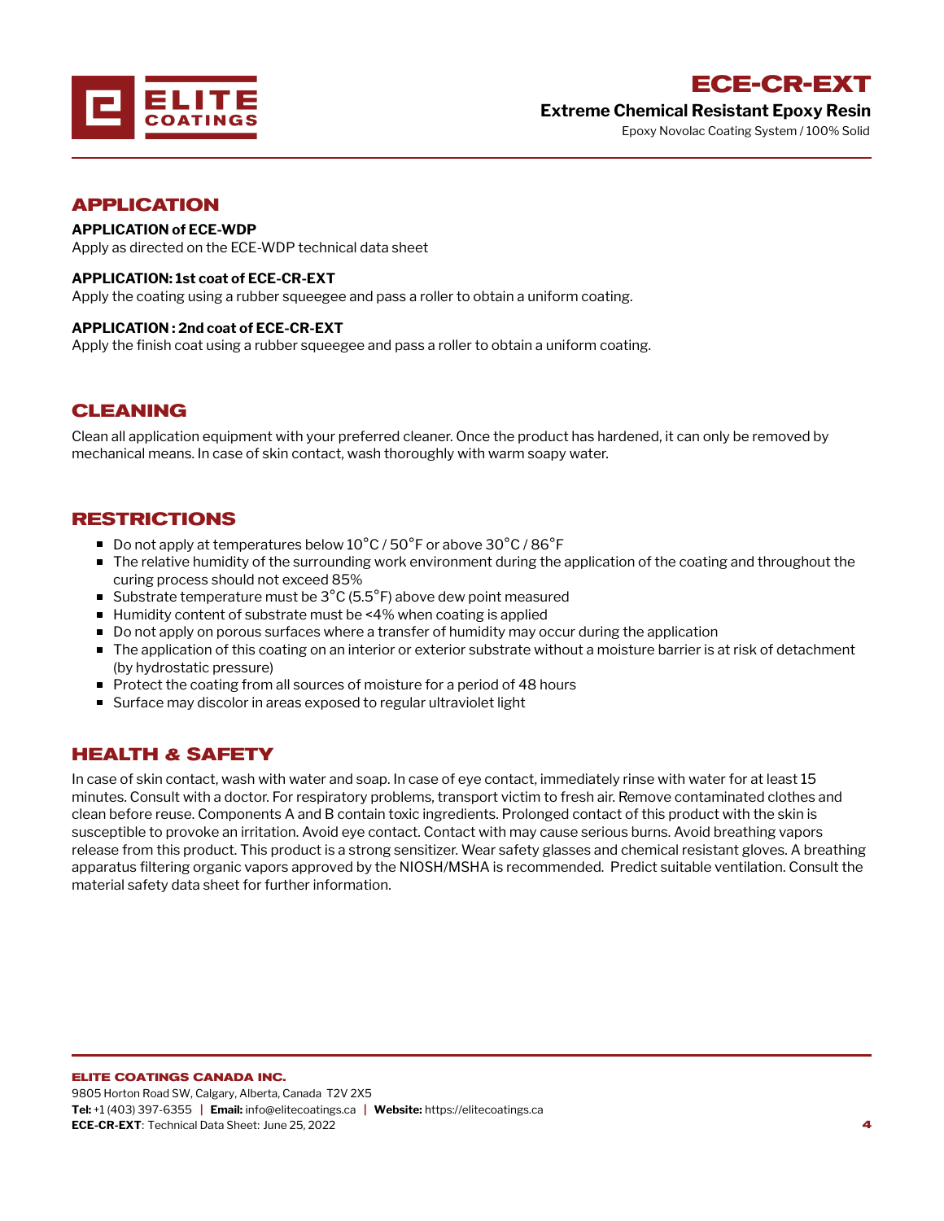## APPLICATION

**APPLICATION of ECE-WDP**
Apply as directed on the ECE-WDP technical data sheet

**APPLICATION: 1st coat of ECE-CR-EXT**
Apply the coating using a rubber squeegee and pass a roller to obtain a uniform coating.

**APPLICATION : 2nd coat of ECE-CR-EXT**
Apply the finish coat using a rubber squeegee and pass a roller to obtain a uniform coating.

## CLEANING

Clean all application equipment with your preferred cleaner. Once the product has hardened, it can only be removed by mechanical means. In case of skin contact, wash thoroughly with warm soapy water.

## RESTRICTIONS

- Do not apply at temperatures below 10°C / 50°F or above 30°C / 86°F
- The relative humidity of the surrounding work environment during the application of the coating and throughout the curing process should not exceed 85%
- Substrate temperature must be 3°C (5.5°F) above dew point measured
- Humidity content of substrate must be <4% when coating is applied
- Do not apply on porous surfaces where a transfer of humidity may occur during the application
- The application of this coating on an interior or exterior substrate without a moisture barrier is at risk of detachment (by hydrostatic pressure)
- Protect the coating from all sources of moisture for a period of 48 hours
- Surface may discolor in areas exposed to regular ultraviolet light

## HEALTH & SAFETY

In case of skin contact, wash with water and soap. In case of eye contact, immediately rinse with water for at least 15 minutes. Consult with a doctor. For respiratory problems, transport victim to fresh air. Remove contaminated clothes and clean before reuse. Components A and B contain toxic ingredients. Prolonged contact of this product with the skin is susceptible to provoke an irritation. Avoid eye contact. Contact with may cause serious burns. Avoid breathing vapors release from this product. This product is a strong sensitizer. Wear safety glasses and chemical resistant gloves. A breathing apparatus filtering organic vapors approved by the NIOSH/MSHA is recommended. Predict suitable ventilation. Consult the material safety data sheet for further information.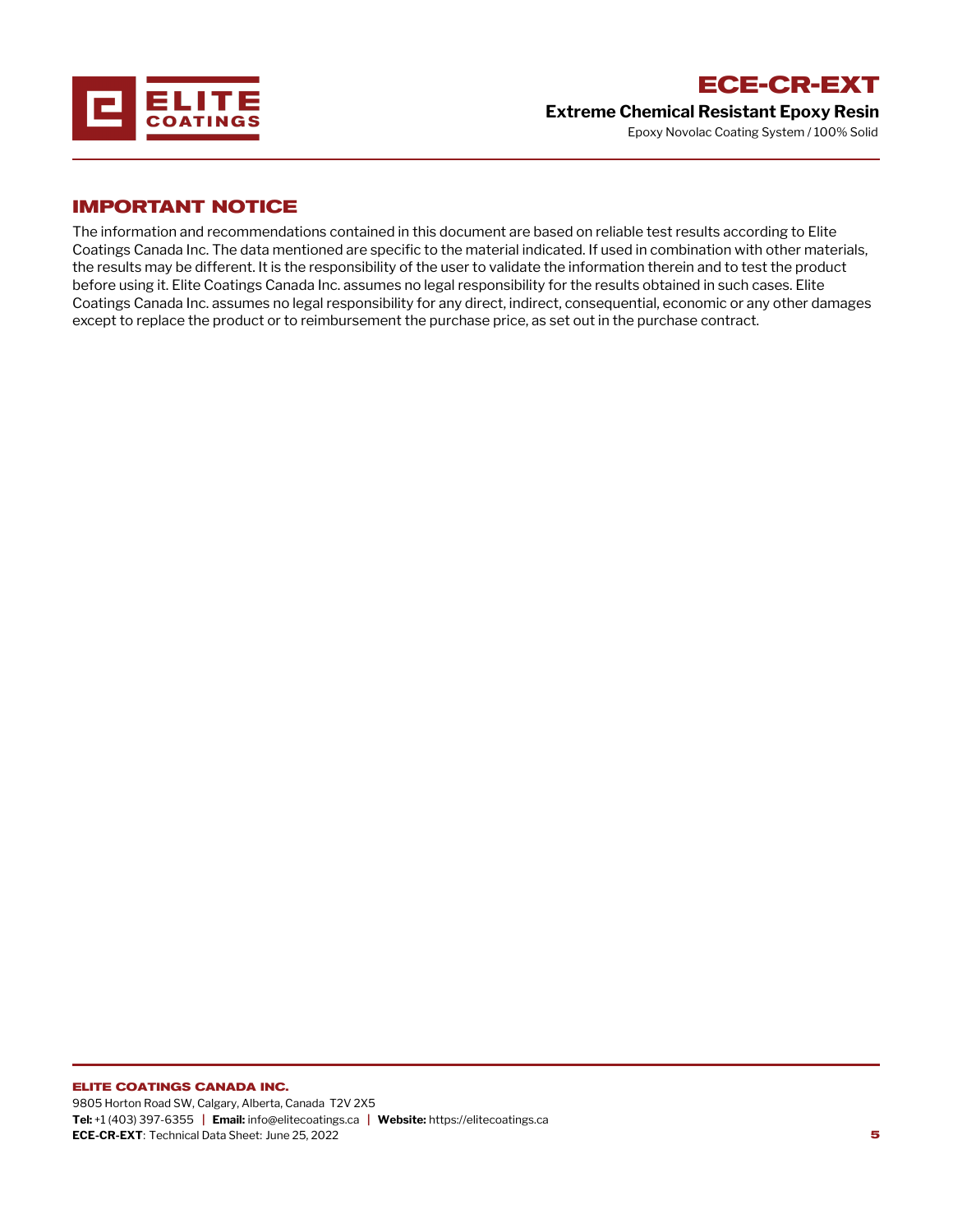## IMPORTANT NOTICE

The information and recommendations contained in this document are based on reliable test results according to Elite Coatings Canada Inc. The data mentioned are specific to the material indicated. If used in combination with other materials, the results may be different. It is the responsibility of the user to validate the information therein and to test the product before using it. Elite Coatings Canada Inc. assumes no legal responsibility for the results obtained in such cases. Elite Coatings Canada Inc. assumes no legal responsibility for any direct, indirect, consequential, economic or any other damages except to replace the product or to reimbursement the purchase price, as set out in the purchase contract.